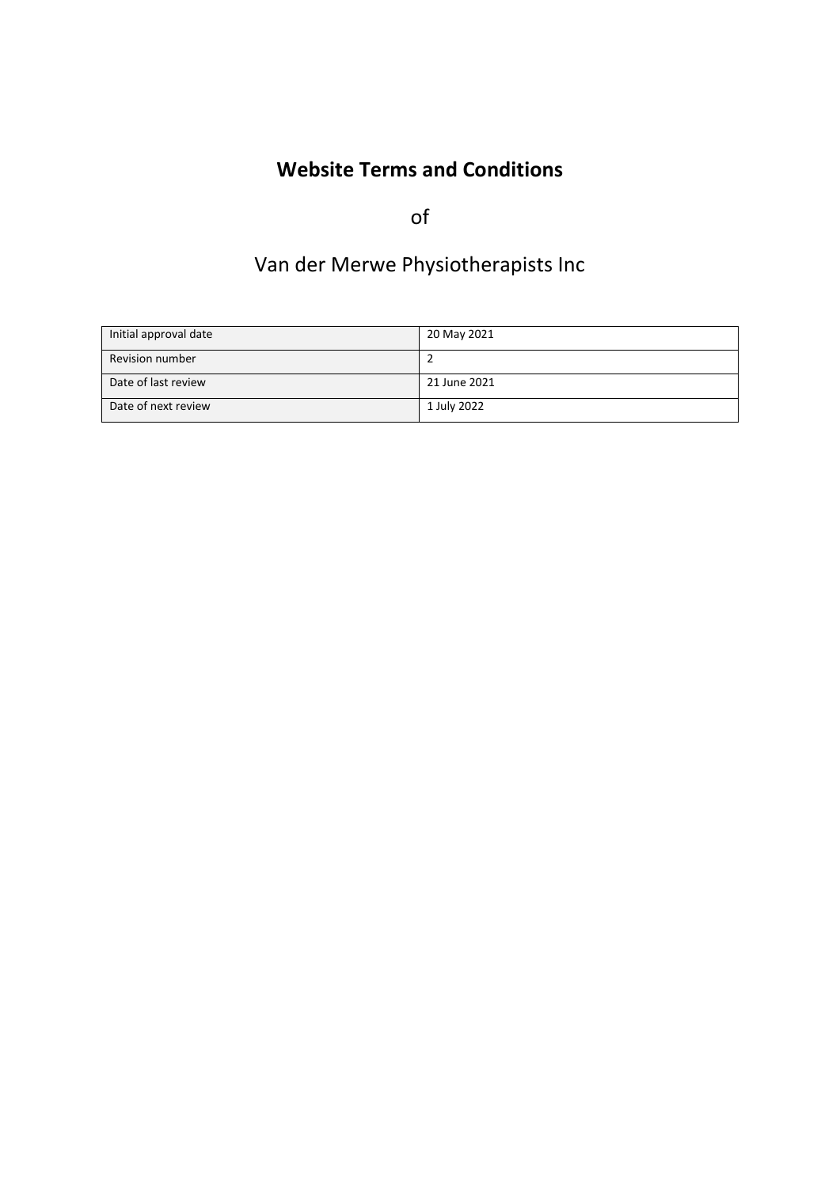# Website Terms and Conditions

of

Van der Merwe Physiotherapists Inc

| Initial approval date | 20 May 2021 |
|---|---|
| Revision number | 2 |
| Date of last review | 21 June 2021 |
| Date of next review | 1 July 2022 |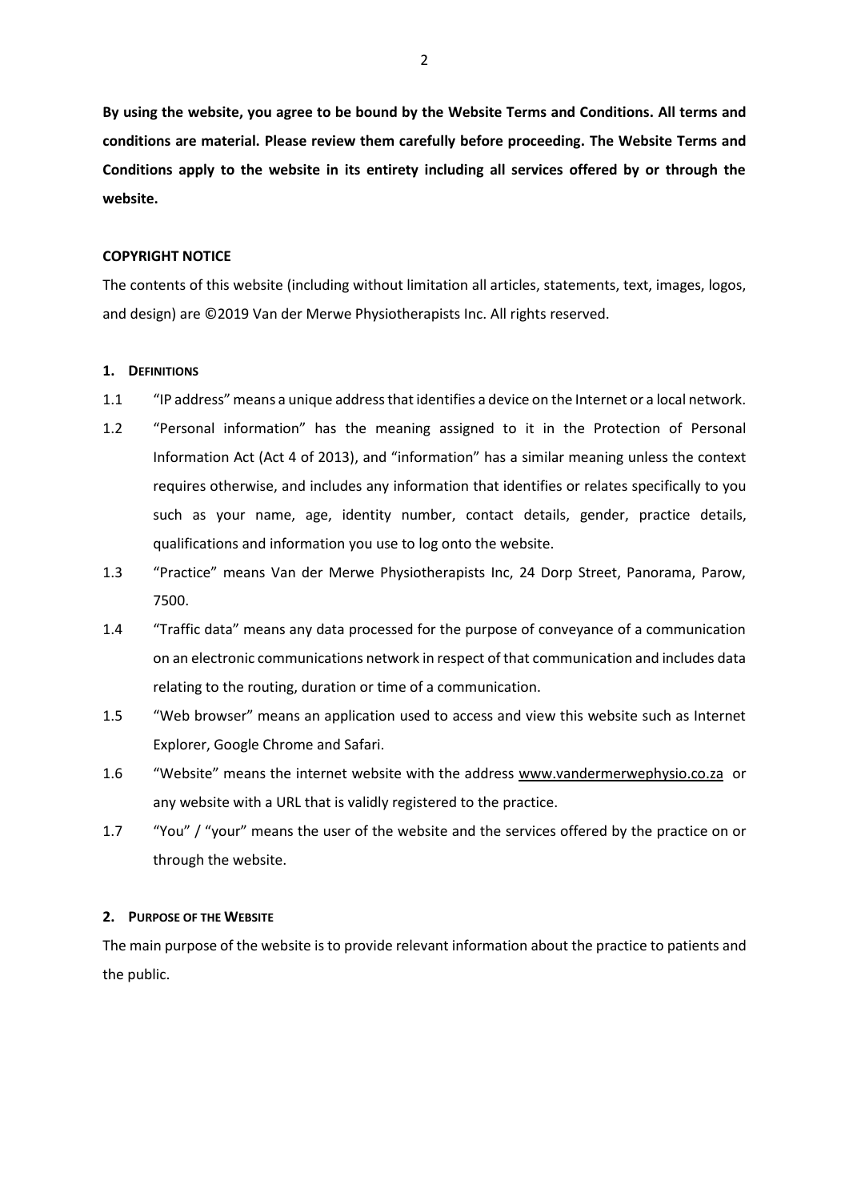**By using the website, you agree to be bound by the Website Terms and Conditions. All terms and conditions are material. Please review them carefully before proceeding. The Website Terms and Conditions apply to the website in its entirety including all services offered by or through the website.**

**COPYRIGHT NOTICE**

The contents of this website (including without limitation all articles, statements, text, images, logos, and design) are ©2019 Van der Merwe Physiotherapists Inc. All rights reserved.

## 1. DEFINITIONS

1.1 "IP address" means a unique address that identifies a device on the Internet or a local network.

1.2 "Personal information" has the meaning assigned to it in the Protection of Personal Information Act (Act 4 of 2013), and "information" has a similar meaning unless the context requires otherwise, and includes any information that identifies or relates specifically to you such as your name, age, identity number, contact details, gender, practice details, qualifications and information you use to log onto the website.

1.3 "Practice" means Van der Merwe Physiotherapists Inc, 24 Dorp Street, Panorama, Parow, 7500.

1.4 "Traffic data" means any data processed for the purpose of conveyance of a communication on an electronic communications network in respect of that communication and includes data relating to the routing, duration or time of a communication.

1.5 "Web browser" means an application used to access and view this website such as Internet Explorer, Google Chrome and Safari.

1.6 "Website" means the internet website with the address www.vandermerwephysio.co.za or any website with a URL that is validly registered to the practice.

1.7 "You" / "your" means the user of the website and the services offered by the practice on or through the website.

## 2. PURPOSE OF THE WEBSITE

The main purpose of the website is to provide relevant information about the practice to patients and the public.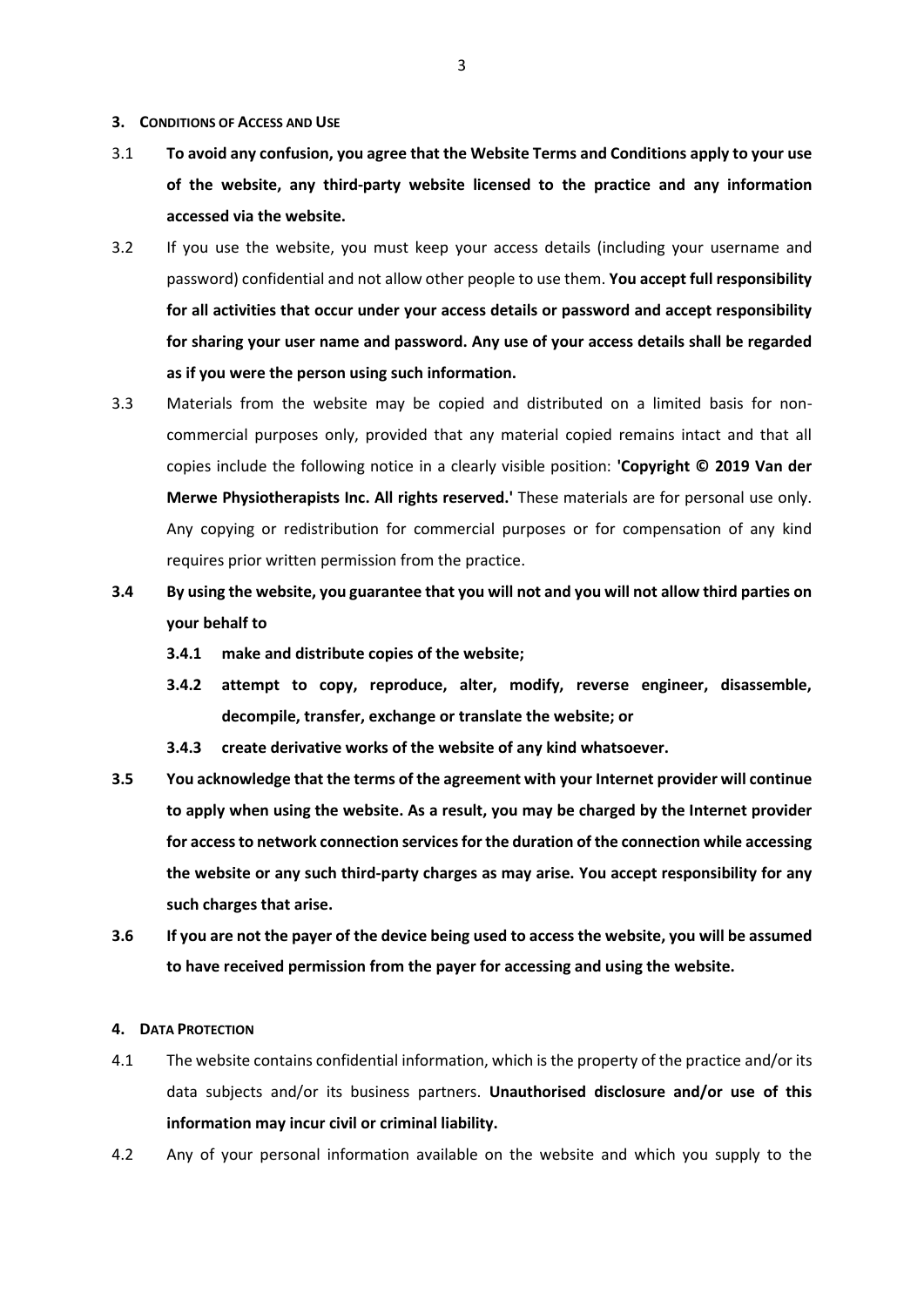## 3. CONDITIONS OF ACCESS AND USE

3.1 **To avoid any confusion, you agree that the Website Terms and Conditions apply to your use of the website, any third-party website licensed to the practice and any information accessed via the website.**

3.2 If you use the website, you must keep your access details (including your username and password) confidential and not allow other people to use them. **You accept full responsibility for all activities that occur under your access details or password and accept responsibility for sharing your user name and password. Any use of your access details shall be regarded as if you were the person using such information.**

3.3 Materials from the website may be copied and distributed on a limited basis for non-commercial purposes only, provided that any material copied remains intact and that all copies include the following notice in a clearly visible position: **'Copyright © 2019 Van der Merwe Physiotherapists Inc. All rights reserved.'** These materials are for personal use only. Any copying or redistribution for commercial purposes or for compensation of any kind requires prior written permission from the practice.

**3.4 By using the website, you guarantee that you will not and you will not allow third parties on your behalf to**

**3.4.1 make and distribute copies of the website;**

**3.4.2 attempt to copy, reproduce, alter, modify, reverse engineer, disassemble, decompile, transfer, exchange or translate the website; or**

**3.4.3 create derivative works of the website of any kind whatsoever.**

**3.5 You acknowledge that the terms of the agreement with your Internet provider will continue to apply when using the website. As a result, you may be charged by the Internet provider for access to network connection services for the duration of the connection while accessing the website or any such third-party charges as may arise. You accept responsibility for any such charges that arise.**

**3.6 If you are not the payer of the device being used to access the website, you will be assumed to have received permission from the payer for accessing and using the website.**

## 4. DATA PROTECTION

4.1 The website contains confidential information, which is the property of the practice and/or its data subjects and/or its business partners. **Unauthorised disclosure and/or use of this information may incur civil or criminal liability.**

4.2 Any of your personal information available on the website and which you supply to the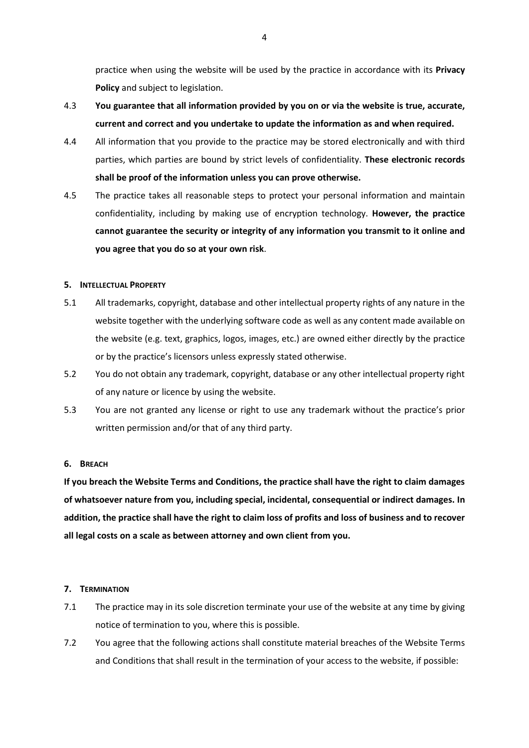practice when using the website will be used by the practice in accordance with its **Privacy Policy** and subject to legislation.

4.3 **You guarantee that all information provided by you on or via the website is true, accurate, current and correct and you undertake to update the information as and when required.**

4.4 All information that you provide to the practice may be stored electronically and with third parties, which parties are bound by strict levels of confidentiality. **These electronic records shall be proof of the information unless you can prove otherwise.**

4.5 The practice takes all reasonable steps to protect your personal information and maintain confidentiality, including by making use of encryption technology. **However, the practice cannot guarantee the security or integrity of any information you transmit to it online and you agree that you do so at your own risk**.

## 5. INTELLECTUAL PROPERTY

5.1 All trademarks, copyright, database and other intellectual property rights of any nature in the website together with the underlying software code as well as any content made available on the website (e.g. text, graphics, logos, images, etc.) are owned either directly by the practice or by the practice's licensors unless expressly stated otherwise.

5.2 You do not obtain any trademark, copyright, database or any other intellectual property right of any nature or licence by using the website.

5.3 You are not granted any license or right to use any trademark without the practice's prior written permission and/or that of any third party.

## 6. BREACH

**If you breach the Website Terms and Conditions, the practice shall have the right to claim damages of whatsoever nature from you, including special, incidental, consequential or indirect damages. In addition, the practice shall have the right to claim loss of profits and loss of business and to recover all legal costs on a scale as between attorney and own client from you.**

## 7. TERMINATION

7.1 The practice may in its sole discretion terminate your use of the website at any time by giving notice of termination to you, where this is possible.

7.2 You agree that the following actions shall constitute material breaches of the Website Terms and Conditions that shall result in the termination of your access to the website, if possible: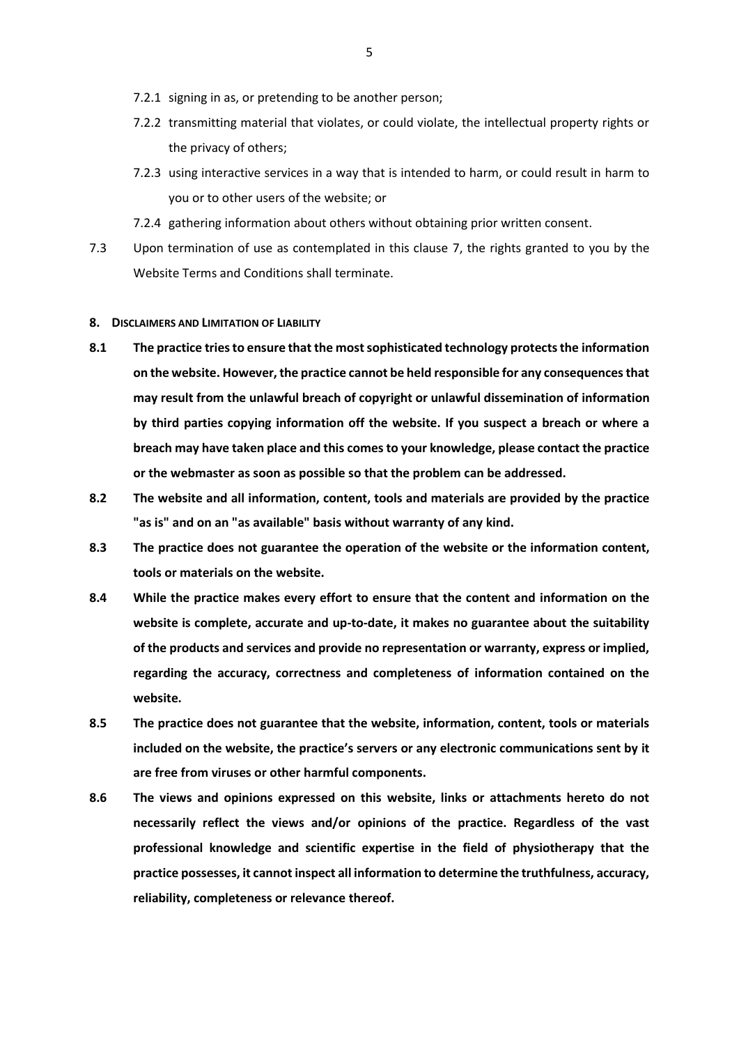7.2.1 signing in as, or pretending to be another person;

7.2.2 transmitting material that violates, or could violate, the intellectual property rights or the privacy of others;

7.2.3 using interactive services in a way that is intended to harm, or could result in harm to you or to other users of the website; or

7.2.4 gathering information about others without obtaining prior written consent.

7.3 Upon termination of use as contemplated in this clause 7, the rights granted to you by the Website Terms and Conditions shall terminate.

## 8. DISCLAIMERS AND LIMITATION OF LIABILITY

**8.1 The practice tries to ensure that the most sophisticated technology protects the information on the website. However, the practice cannot be held responsible for any consequences that may result from the unlawful breach of copyright or unlawful dissemination of information by third parties copying information off the website. If you suspect a breach or where a breach may have taken place and this comes to your knowledge, please contact the practice or the webmaster as soon as possible so that the problem can be addressed.**

**8.2 The website and all information, content, tools and materials are provided by the practice "as is" and on an "as available" basis without warranty of any kind.**

**8.3 The practice does not guarantee the operation of the website or the information content, tools or materials on the website.**

**8.4 While the practice makes every effort to ensure that the content and information on the website is complete, accurate and up-to-date, it makes no guarantee about the suitability of the products and services and provide no representation or warranty, express or implied, regarding the accuracy, correctness and completeness of information contained on the website.**

**8.5 The practice does not guarantee that the website, information, content, tools or materials included on the website, the practice's servers or any electronic communications sent by it are free from viruses or other harmful components.**

**8.6 The views and opinions expressed on this website, links or attachments hereto do not necessarily reflect the views and/or opinions of the practice. Regardless of the vast professional knowledge and scientific expertise in the field of physiotherapy that the practice possesses, it cannot inspect all information to determine the truthfulness, accuracy, reliability, completeness or relevance thereof.**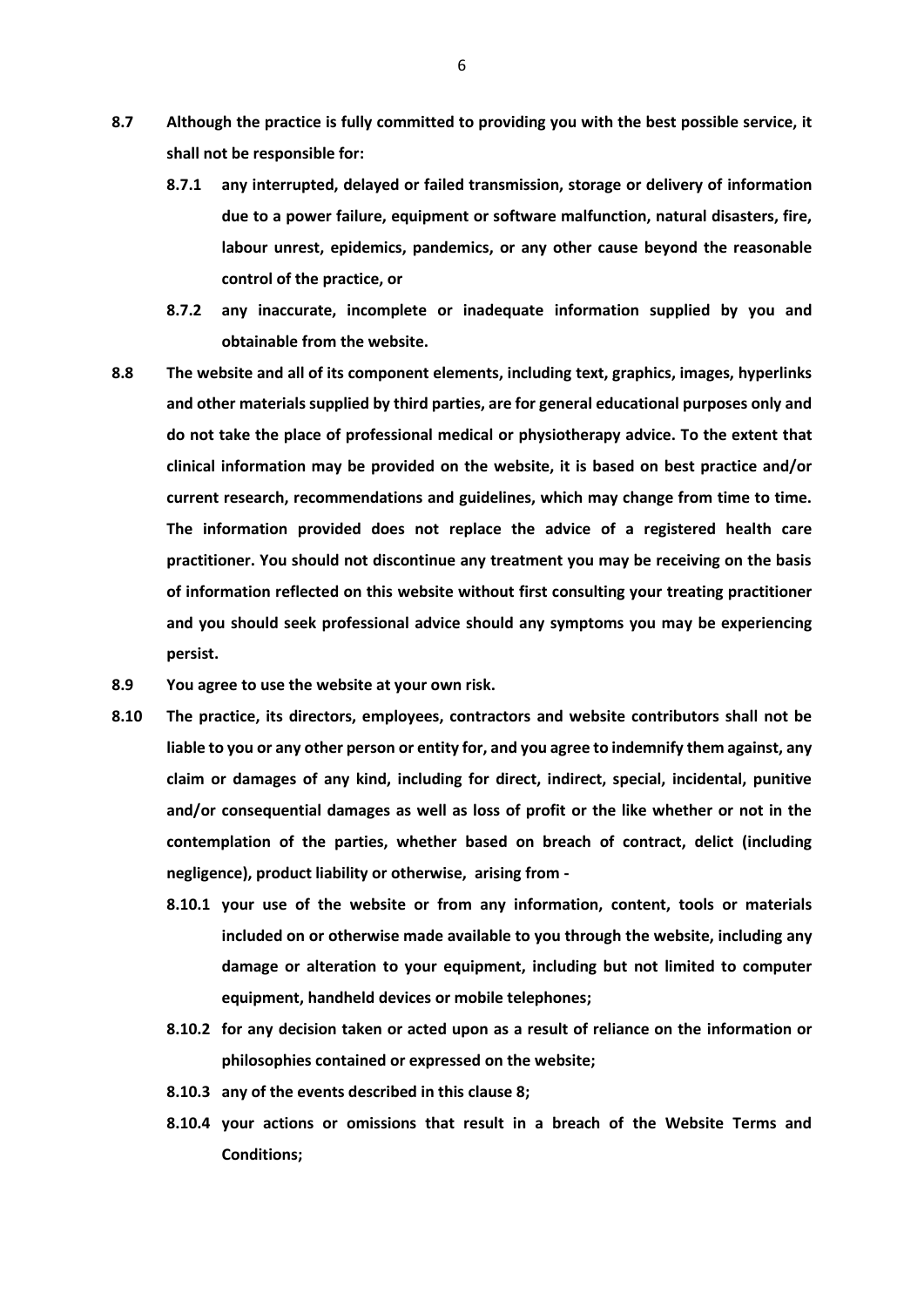**8.7 Although the practice is fully committed to providing you with the best possible service, it shall not be responsible for:**

**8.7.1 any interrupted, delayed or failed transmission, storage or delivery of information due to a power failure, equipment or software malfunction, natural disasters, fire, labour unrest, epidemics, pandemics, or any other cause beyond the reasonable control of the practice, or**

**8.7.2 any inaccurate, incomplete or inadequate information supplied by you and obtainable from the website.**

**8.8 The website and all of its component elements, including text, graphics, images, hyperlinks and other materials supplied by third parties, are for general educational purposes only and do not take the place of professional medical or physiotherapy advice. To the extent that clinical information may be provided on the website, it is based on best practice and/or current research, recommendations and guidelines, which may change from time to time. The information provided does not replace the advice of a registered health care practitioner. You should not discontinue any treatment you may be receiving on the basis of information reflected on this website without first consulting your treating practitioner and you should seek professional advice should any symptoms you may be experiencing persist.**

**8.9 You agree to use the website at your own risk.**

**8.10 The practice, its directors, employees, contractors and website contributors shall not be liable to you or any other person or entity for, and you agree to indemnify them against, any claim or damages of any kind, including for direct, indirect, special, incidental, punitive and/or consequential damages as well as loss of profit or the like whether or not in the contemplation of the parties, whether based on breach of contract, delict (including negligence), product liability or otherwise, arising from -**

**8.10.1 your use of the website or from any information, content, tools or materials included on or otherwise made available to you through the website, including any damage or alteration to your equipment, including but not limited to computer equipment, handheld devices or mobile telephones;**

**8.10.2 for any decision taken or acted upon as a result of reliance on the information or philosophies contained or expressed on the website;**

**8.10.3 any of the events described in this clause 8;**

**8.10.4 your actions or omissions that result in a breach of the Website Terms and Conditions;**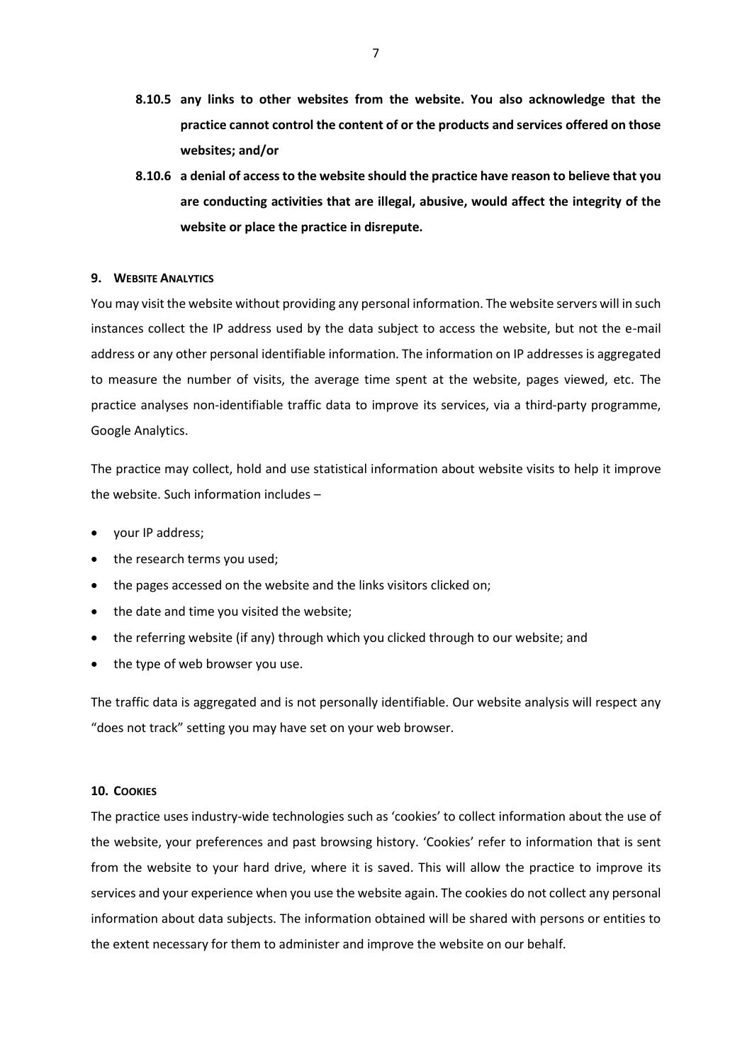**8.10.5 any links to other websites from the website. You also acknowledge that the practice cannot control the content of or the products and services offered on those websites; and/or**

**8.10.6 a denial of access to the website should the practice have reason to believe that you are conducting activities that are illegal, abusive, would affect the integrity of the website or place the practice in disrepute.**

## 9. WEBSITE ANALYTICS

You may visit the website without providing any personal information. The website servers will in such instances collect the IP address used by the data subject to access the website, but not the e-mail address or any other personal identifiable information. The information on IP addresses is aggregated to measure the number of visits, the average time spent at the website, pages viewed, etc. The practice analyses non-identifiable traffic data to improve its services, via a third-party programme, Google Analytics.

The practice may collect, hold and use statistical information about website visits to help it improve the website. Such information includes –

- your IP address;
- the research terms you used;
- the pages accessed on the website and the links visitors clicked on;
- the date and time you visited the website;
- the referring website (if any) through which you clicked through to our website; and
- the type of web browser you use.

The traffic data is aggregated and is not personally identifiable. Our website analysis will respect any "does not track" setting you may have set on your web browser.

## 10. COOKIES

The practice uses industry-wide technologies such as 'cookies' to collect information about the use of the website, your preferences and past browsing history. 'Cookies' refer to information that is sent from the website to your hard drive, where it is saved. This will allow the practice to improve its services and your experience when you use the website again. The cookies do not collect any personal information about data subjects. The information obtained will be shared with persons or entities to the extent necessary for them to administer and improve the website on our behalf.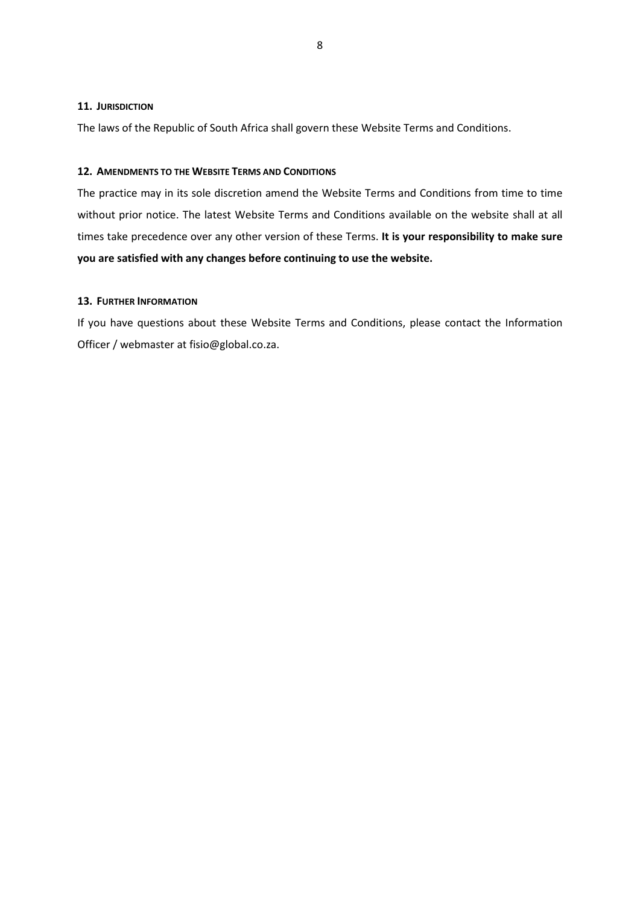## 11. Jurisdiction

The laws of the Republic of South Africa shall govern these Website Terms and Conditions.

## 12. Amendments to the Website Terms and Conditions

The practice may in its sole discretion amend the Website Terms and Conditions from time to time without prior notice. The latest Website Terms and Conditions available on the website shall at all times take precedence over any other version of these Terms. **It is your responsibility to make sure you are satisfied with any changes before continuing to use the website.**

## 13. Further Information

If you have questions about these Website Terms and Conditions, please contact the Information Officer / webmaster at fisio@global.co.za.